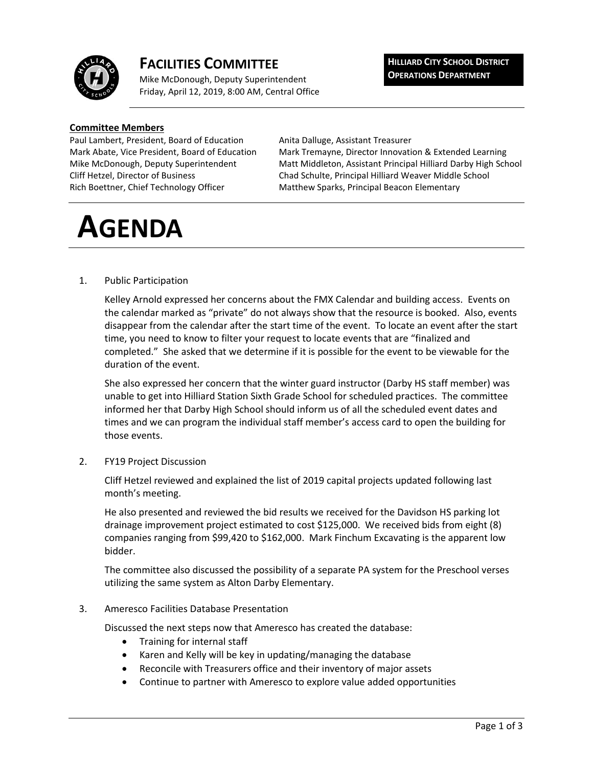# FACILITIES COMMITTEE

Mike McDonough, Deputy Superintendent
Friday, April 12, 2019, 8:00 AM, Central Office

**HILLIARD CITY SCHOOL DISTRICT**
**OPERATIONS DEPARTMENT**

**Committee Members**

Paul Lambert, President, Board of Education
Mark Abate, Vice President, Board of Education
Mike McDonough, Deputy Superintendent
Cliff Hetzel, Director of Business
Rich Boettner, Chief Technology Officer
Anita Dalluge, Assistant Treasurer
Mark Tremayne, Director Innovation & Extended Learning
Matt Middleton, Assistant Principal Hilliard Darby High School
Chad Schulte, Principal Hilliard Weaver Middle School
Matthew Sparks, Principal Beacon Elementary

# AGENDA

1. Public Participation

   Kelley Arnold expressed her concerns about the FMX Calendar and building access. Events on the calendar marked as "private" do not always show that the resource is booked. Also, events disappear from the calendar after the start time of the event. To locate an event after the start time, you need to know to filter your request to locate events that are "finalized and completed." She asked that we determine if it is possible for the event to be viewable for the duration of the event.

   She also expressed her concern that the winter guard instructor (Darby HS staff member) was unable to get into Hilliard Station Sixth Grade School for scheduled practices. The committee informed her that Darby High School should inform us of all the scheduled event dates and times and we can program the individual staff member's access card to open the building for those events.

2. FY19 Project Discussion

   Cliff Hetzel reviewed and explained the list of 2019 capital projects updated following last month's meeting.

   He also presented and reviewed the bid results we received for the Davidson HS parking lot drainage improvement project estimated to cost $125,000. We received bids from eight (8) companies ranging from $99,420 to $162,000. Mark Finchum Excavating is the apparent low bidder.

   The committee also discussed the possibility of a separate PA system for the Preschool verses utilizing the same system as Alton Darby Elementary.

3. Ameresco Facilities Database Presentation

   Discussed the next steps now that Ameresco has created the database:
   - Training for internal staff
   - Karen and Kelly will be key in updating/managing the database
   - Reconcile with Treasurers office and their inventory of major assets
   - Continue to partner with Ameresco to explore value added opportunities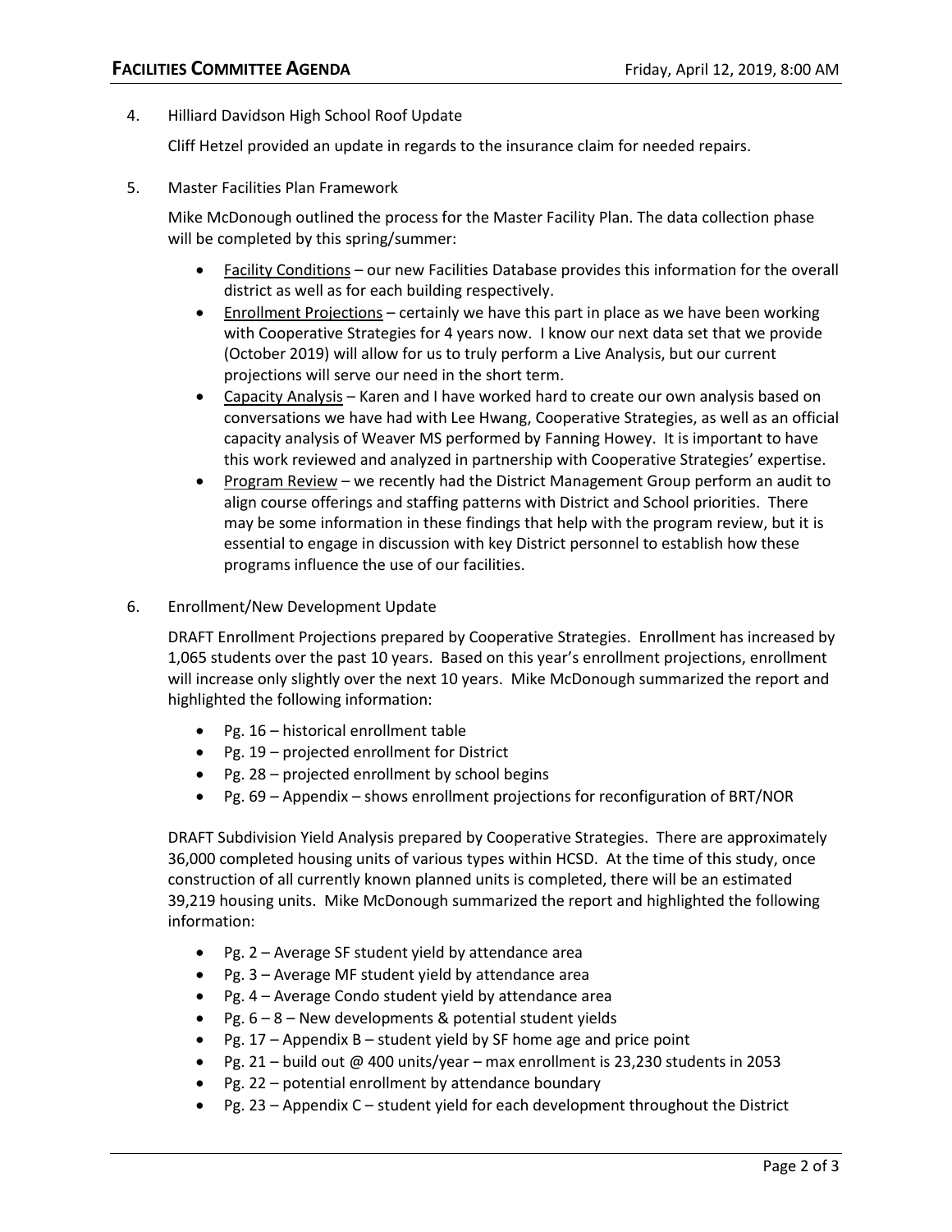4. Hilliard Davidson High School Roof Update

   Cliff Hetzel provided an update in regards to the insurance claim for needed repairs.

5. Master Facilities Plan Framework

   Mike McDonough outlined the process for the Master Facility Plan. The data collection phase will be completed by this spring/summer:

   - Facility Conditions – our new Facilities Database provides this information for the overall district as well as for each building respectively.
   - Enrollment Projections – certainly we have this part in place as we have been working with Cooperative Strategies for 4 years now. I know our next data set that we provide (October 2019) will allow for us to truly perform a Live Analysis, but our current projections will serve our need in the short term.
   - Capacity Analysis – Karen and I have worked hard to create our own analysis based on conversations we have had with Lee Hwang, Cooperative Strategies, as well as an official capacity analysis of Weaver MS performed by Fanning Howey. It is important to have this work reviewed and analyzed in partnership with Cooperative Strategies' expertise.
   - Program Review – we recently had the District Management Group perform an audit to align course offerings and staffing patterns with District and School priorities. There may be some information in these findings that help with the program review, but it is essential to engage in discussion with key District personnel to establish how these programs influence the use of our facilities.

6. Enrollment/New Development Update

   DRAFT Enrollment Projections prepared by Cooperative Strategies. Enrollment has increased by 1,065 students over the past 10 years. Based on this year's enrollment projections, enrollment will increase only slightly over the next 10 years. Mike McDonough summarized the report and highlighted the following information:

   - Pg. 16 – historical enrollment table
   - Pg. 19 – projected enrollment for District
   - Pg. 28 – projected enrollment by school begins
   - Pg. 69 – Appendix – shows enrollment projections for reconfiguration of BRT/NOR

   DRAFT Subdivision Yield Analysis prepared by Cooperative Strategies. There are approximately 36,000 completed housing units of various types within HCSD. At the time of this study, once construction of all currently known planned units is completed, there will be an estimated 39,219 housing units. Mike McDonough summarized the report and highlighted the following information:

   - Pg. 2 – Average SF student yield by attendance area
   - Pg. 3 – Average MF student yield by attendance area
   - Pg. 4 – Average Condo student yield by attendance area
   - Pg. 6 – 8 – New developments & potential student yields
   - Pg. 17 – Appendix B – student yield by SF home age and price point
   - Pg. 21 – build out @ 400 units/year – max enrollment is 23,230 students in 2053
   - Pg. 22 – potential enrollment by attendance boundary
   - Pg. 23 – Appendix C – student yield for each development throughout the District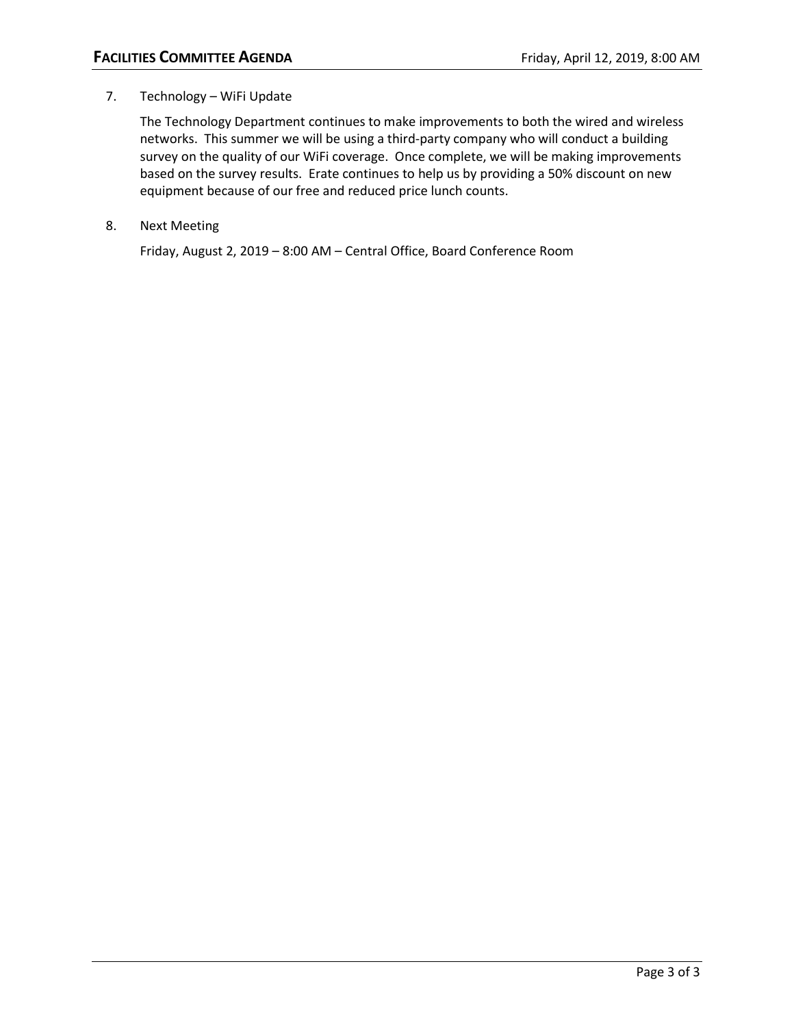7. Technology – WiFi Update

   The Technology Department continues to make improvements to both the wired and wireless networks. This summer we will be using a third-party company who will conduct a building survey on the quality of our WiFi coverage. Once complete, we will be making improvements based on the survey results. Erate continues to help us by providing a 50% discount on new equipment because of our free and reduced price lunch counts.

8. Next Meeting

   Friday, August 2, 2019 – 8:00 AM – Central Office, Board Conference Room